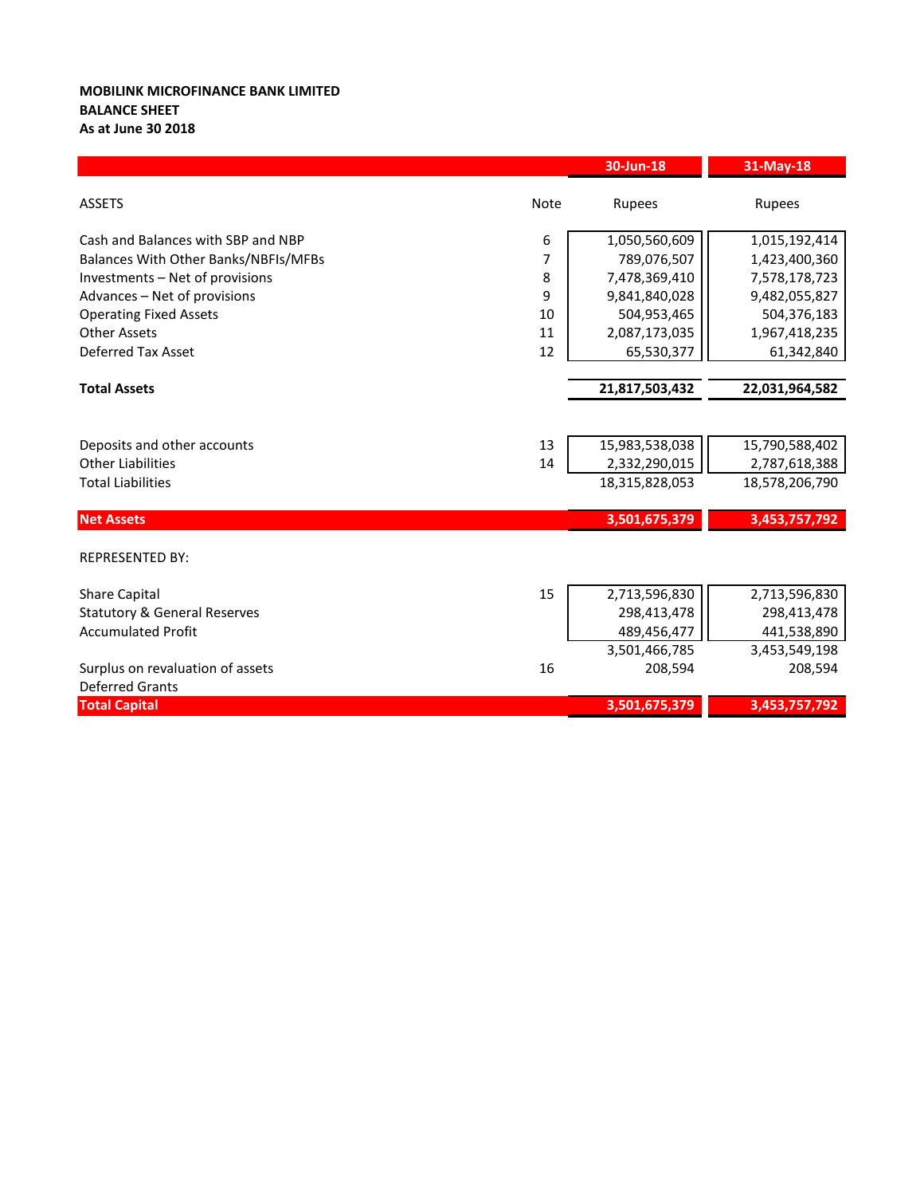**MOBILINK MICROFINANCE BANK LIMITED**
**BALANCE SHEET**
**As at June 30 2018**

| | Note | 30-Jun-18 | 31-May-18 |
|---|---|---|---|
| ASSETS | | Rupees | Rupees |
| Cash and Balances with SBP and NBP | 6 | 1,050,560,609 | 1,015,192,414 |
| Balances With Other Banks/NBFIs/MFBs | 7 | 789,076,507 | 1,423,400,360 |
| Investments – Net of provisions | 8 | 7,478,369,410 | 7,578,178,723 |
| Advances – Net of provisions | 9 | 9,841,840,028 | 9,482,055,827 |
| Operating Fixed Assets | 10 | 504,953,465 | 504,376,183 |
| Other Assets | 11 | 2,087,173,035 | 1,967,418,235 |
| Deferred Tax Asset | 12 | 65,530,377 | 61,342,840 |
| **Total Assets** | | **21,817,503,432** | **22,031,964,582** |
| Deposits and other accounts | 13 | 15,983,538,038 | 15,790,588,402 |
| Other Liabilities | 14 | 2,332,290,015 | 2,787,618,388 |
| Total Liabilities | | 18,315,828,053 | 18,578,206,790 |
| **Net Assets** | | **3,501,675,379** | **3,453,757,792** |
| REPRESENTED BY: | | | |
| Share Capital | 15 | 2,713,596,830 | 2,713,596,830 |
| Statutory & General Reserves | | 298,413,478 | 298,413,478 |
| Accumulated Profit | | 489,456,477 | 441,538,890 |
| | | 3,501,466,785 | 3,453,549,198 |
| Surplus on revaluation of assets | 16 | 208,594 | 208,594 |
| Deferred Grants | | | |
| **Total Capital** | | **3,501,675,379** | **3,453,757,792** |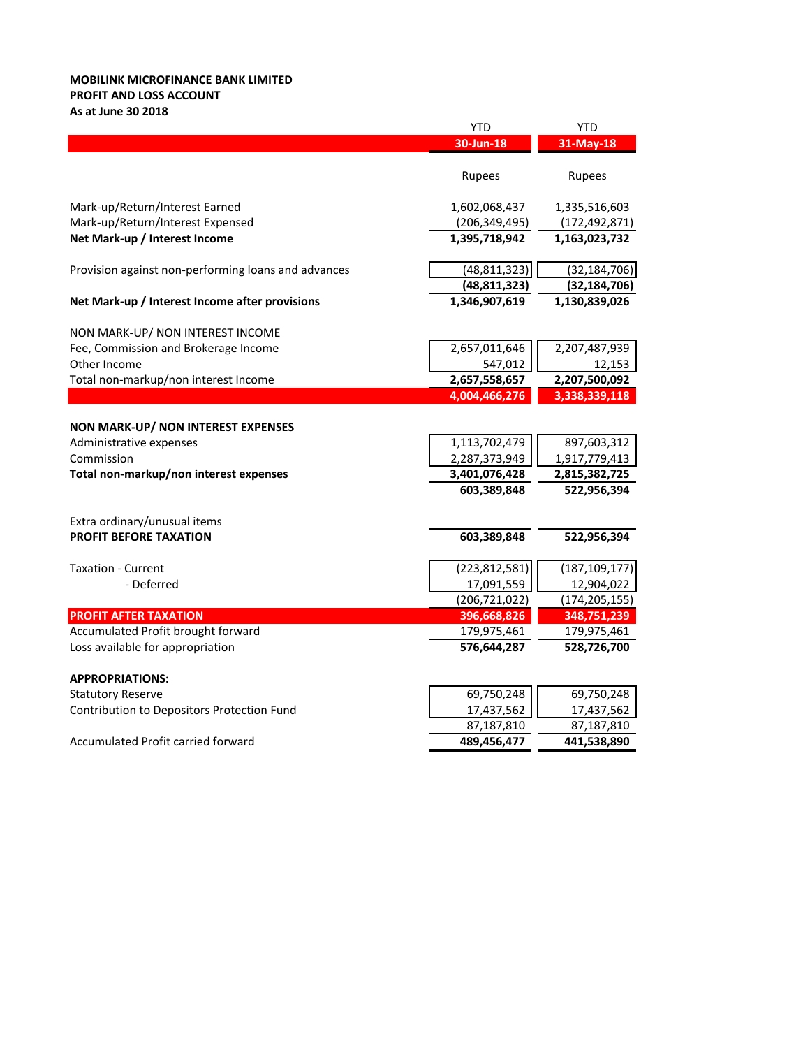**MOBILINK MICROFINANCE BANK LIMITED**
**PROFIT AND LOSS ACCOUNT**
**As at June 30 2018**

| | YTD | YTD |
|---|---|---|
| | **30-Jun-18** | **31-May-18** |
| | Rupees | Rupees |
| Mark-up/Return/Interest Earned | 1,602,068,437 | 1,335,516,603 |
| Mark-up/Return/Interest Expensed | (206,349,495) | (172,492,871) |
| **Net Mark-up / Interest Income** | **1,395,718,942** | **1,163,023,732** |
| Provision against non-performing loans and advances | (48,811,323) | (32,184,706) |
| | **(48,811,323)** | **(32,184,706)** |
| **Net Mark-up / Interest Income after provisions** | **1,346,907,619** | **1,130,839,026** |
| NON MARK-UP/ NON INTEREST INCOME | | |
| Fee, Commission and Brokerage Income | 2,657,011,646 | 2,207,487,939 |
| Other Income | 547,012 | 12,153 |
| Total non-markup/non interest Income | **2,657,558,657** | **2,207,500,092** |
| | **4,004,466,276** | **3,338,339,118** |
| **NON MARK-UP/ NON INTEREST EXPENSES** | | |
| Administrative expenses | 1,113,702,479 | 897,603,312 |
| Commission | 2,287,373,949 | 1,917,779,413 |
| **Total non-markup/non interest expenses** | **3,401,076,428** | **2,815,382,725** |
| | **603,389,848** | **522,956,394** |
| Extra ordinary/unusual items | | |
| **PROFIT BEFORE TAXATION** | **603,389,848** | **522,956,394** |
| Taxation - Current | (223,812,581) | (187,109,177) |
| - Deferred | 17,091,559 | 12,904,022 |
| | (206,721,022) | (174,205,155) |
| **PROFIT AFTER TAXATION** | **396,668,826** | **348,751,239** |
| Accumulated Profit brought forward | 179,975,461 | 179,975,461 |
| Loss available for appropriation | **576,644,287** | **528,726,700** |
| **APPROPRIATIONS:** | | |
| Statutory Reserve | 69,750,248 | 69,750,248 |
| Contribution to Depositors Protection Fund | 17,437,562 | 17,437,562 |
| | 87,187,810 | 87,187,810 |
| Accumulated Profit carried forward | **489,456,477** | **441,538,890** |